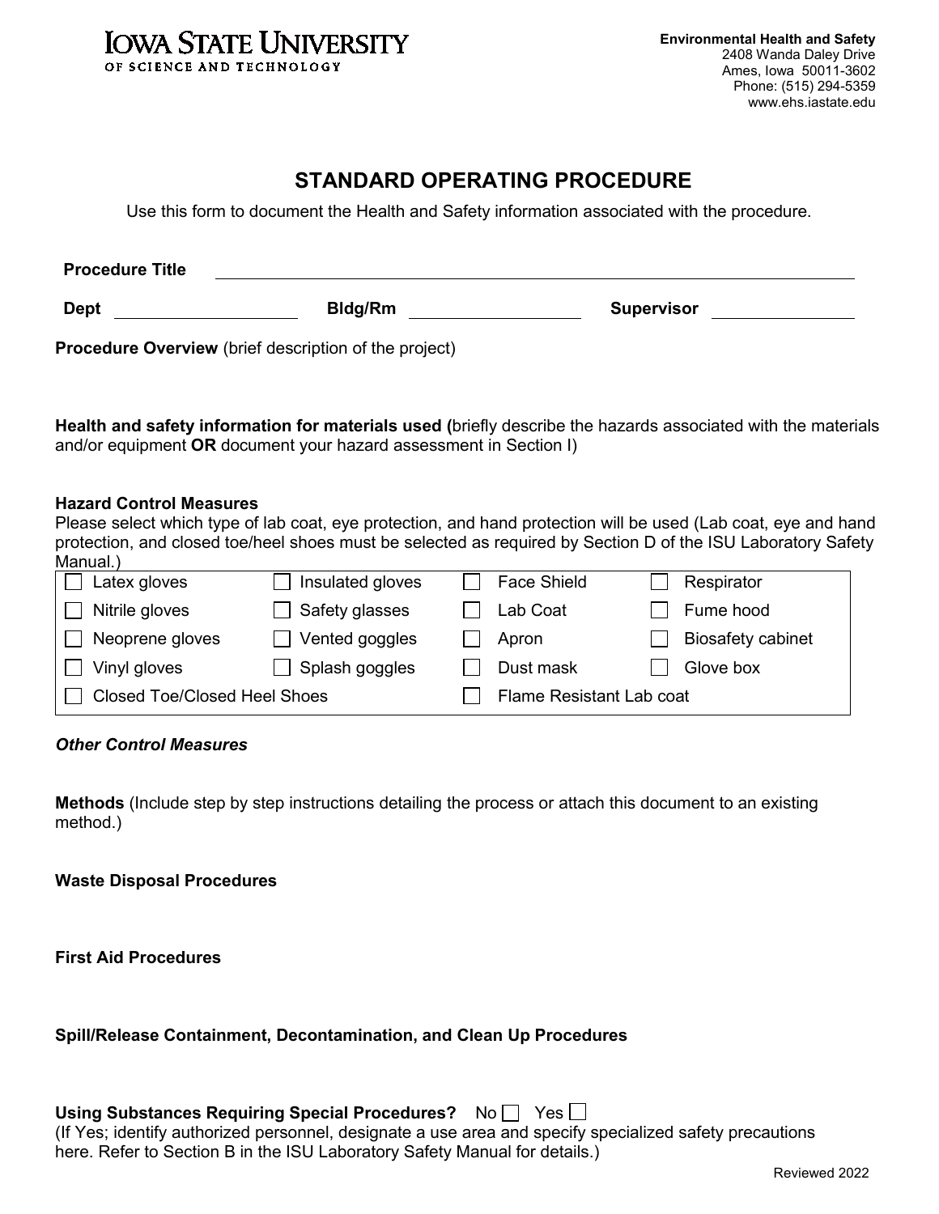**IOWA STATE UNIVERSITY**
OF SCIENCE AND TECHNOLOGY

**Environmental Health and Safety**
2408 Wanda Daley Drive
Ames, Iowa 50011-3602
Phone: (515) 294-5359
www.ehs.iastate.edu

# STANDARD OPERATING PROCEDURE

Use this form to document the Health and Safety information associated with the procedure.

**Procedure Title** ______________________________________________

**Dept** ____________________ **Bldg/Rm** ____________________ **Supervisor** ____________________

**Procedure Overview** (brief description of the project)

**Health and safety information for materials used (**briefly describe the hazards associated with the materials and/or equipment **OR** document your hazard assessment in Section I)

**Hazard Control Measures**

Please select which type of lab coat, eye protection, and hand protection will be used (Lab coat, eye and hand protection, and closed toe/heel shoes must be selected as required by Section D of the ISU Laboratory Safety Manual.)

| | | | |
|---|---|---|---|
| ☐ Latex gloves | ☐ Insulated gloves | ☐ Face Shield | ☐ Respirator |
| ☐ Nitrile gloves | ☐ Safety glasses | ☐ Lab Coat | ☐ Fume hood |
| ☐ Neoprene gloves | ☐ Vented goggles | ☐ Apron | ☐ Biosafety cabinet |
| ☐ Vinyl gloves | ☐ Splash goggles | ☐ Dust mask | ☐ Glove box |
| ☐ Closed Toe/Closed Heel Shoes | | ☐ Flame Resistant Lab coat | |

***Other Control Measures***

**Methods** (Include step by step instructions detailing the process or attach this document to an existing method.)

**Waste Disposal Procedures**

**First Aid Procedures**

**Spill/Release Containment, Decontamination, and Clean Up Procedures**

**Using Substances Requiring Special Procedures?** No ☐ Yes ☐

(If Yes; identify authorized personnel, designate a use area and specify specialized safety precautions here. Refer to Section B in the ISU Laboratory Safety Manual for details.)

Reviewed 2022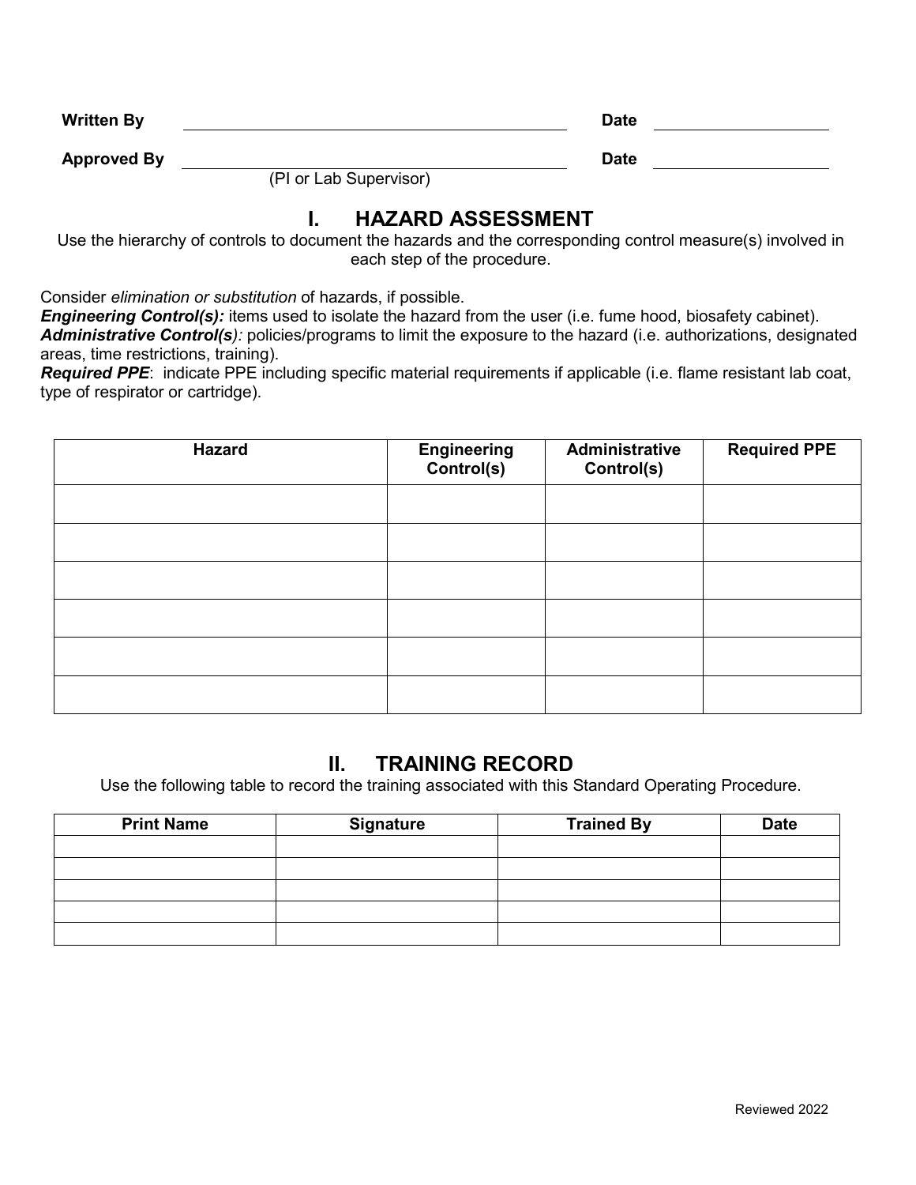**Written By** \_\_\_\_\_\_\_\_\_\_\_\_\_\_\_\_\_\_\_\_\_\_\_\_\_\_\_\_\_\_\_\_ **Date** \_\_\_\_\_\_\_\_\_\_\_\_\_\_\_\_

**Approved By** \_\_\_\_\_\_\_\_\_\_\_\_\_\_\_\_\_\_\_\_\_\_\_\_\_\_\_\_\_\_\_\_ **Date** \_\_\_\_\_\_\_\_\_\_\_\_\_\_\_\_
(PI or Lab Supervisor)

## I. HAZARD ASSESSMENT

Use the hierarchy of controls to document the hazards and the corresponding control measure(s) involved in each step of the procedure.

Consider *elimination or substitution* of hazards, if possible.
***Engineering Control(s):*** items used to isolate the hazard from the user (i.e. fume hood, biosafety cabinet).
***Administrative Control(s):*** policies/programs to limit the exposure to the hazard (i.e. authorizations, designated areas, time restrictions, training).
***Required PPE***: indicate PPE including specific material requirements if applicable (i.e. flame resistant lab coat, type of respirator or cartridge).

| Hazard | Engineering Control(s) | Administrative Control(s) | Required PPE |
|---|---|---|---|
| | | | |
| | | | |
| | | | |
| | | | |
| | | | |
| | | | |

## II. TRAINING RECORD

Use the following table to record the training associated with this Standard Operating Procedure.

| Print Name | Signature | Trained By | Date |
|---|---|---|---|
| | | | |
| | | | |
| | | | |
| | | | |
| | | | |

Reviewed 2022